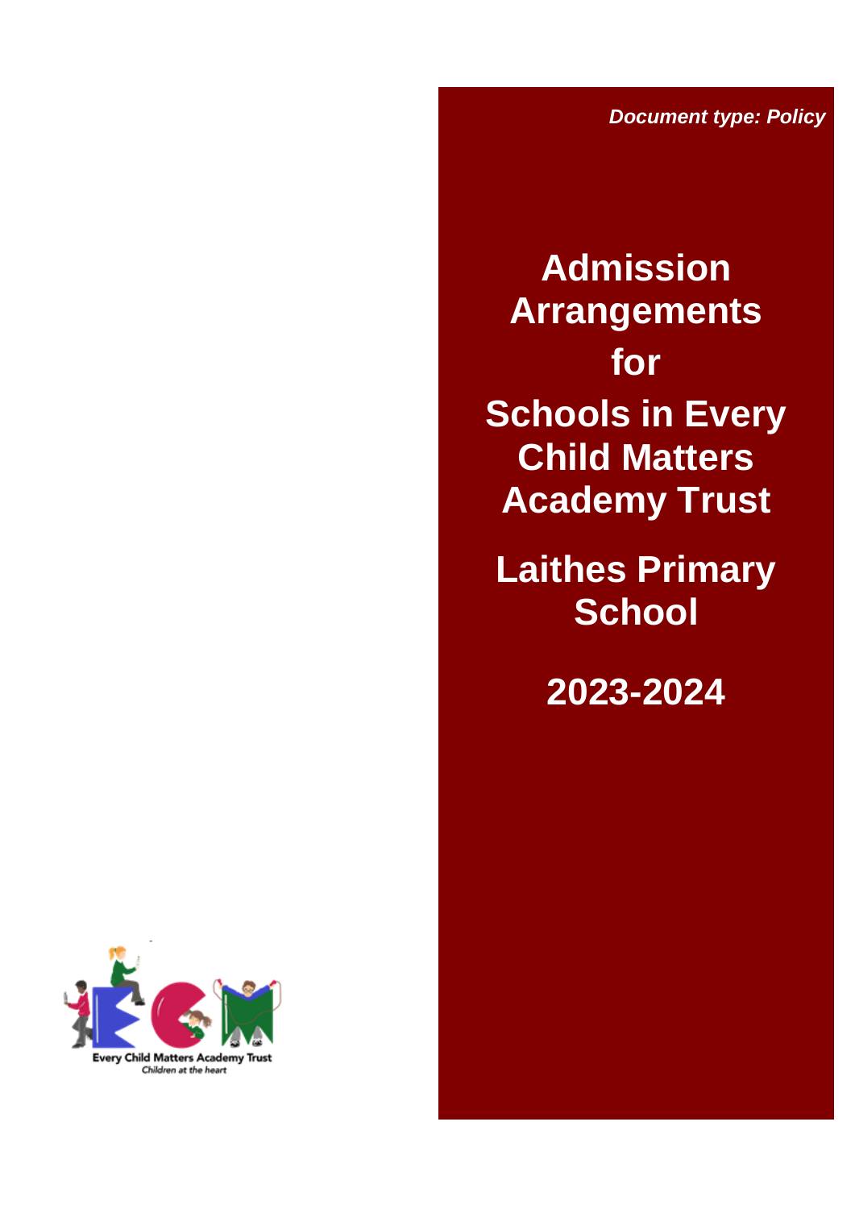*Document type: Policy*

# Admission Arrangements for Schools in Every Child Matters Academy Trust

# Laithes Primary School

# 2023-2024

Every Child Matters Academy Trust

*Children at the heart*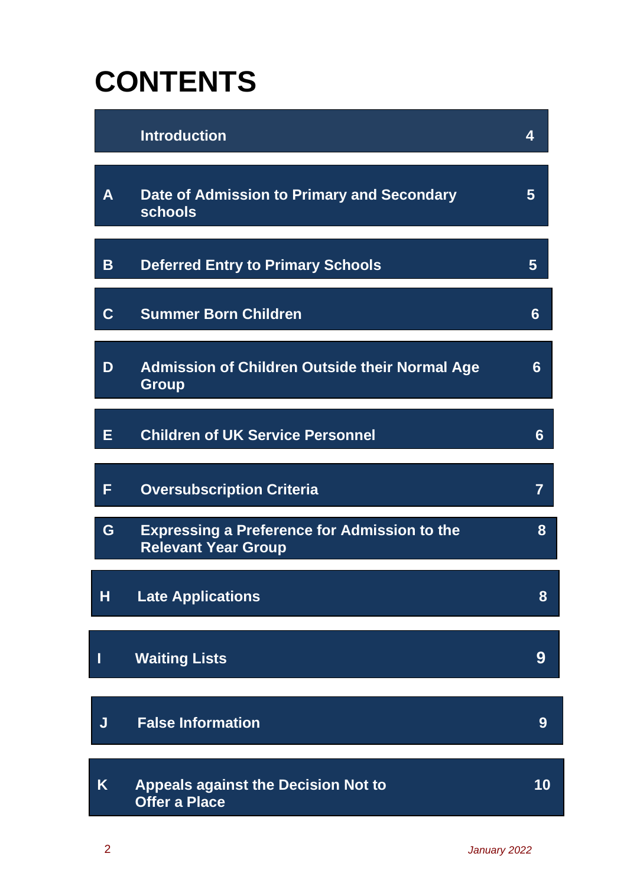# CONTENTS

| | | |
|---|---|---|
| | **Introduction** | **4** |
| **A** | **Date of Admission to Primary and Secondary schools** | **5** |
| **B** | **Deferred Entry to Primary Schools** | **5** |
| **C** | **Summer Born Children** | **6** |
| **D** | **Admission of Children Outside their Normal Age Group** | **6** |
| **E** | **Children of UK Service Personnel** | **6** |
| **F** | **Oversubscription Criteria** | **7** |
| **G** | **Expressing a Preference for Admission to the Relevant Year Group** | **8** |
| **H** | **Late Applications** | **8** |
| **I** | **Waiting Lists** | **9** |
| **J** | **False Information** | **9** |
| **K** | **Appeals against the Decision Not to Offer a Place** | **10** |

*January 2022*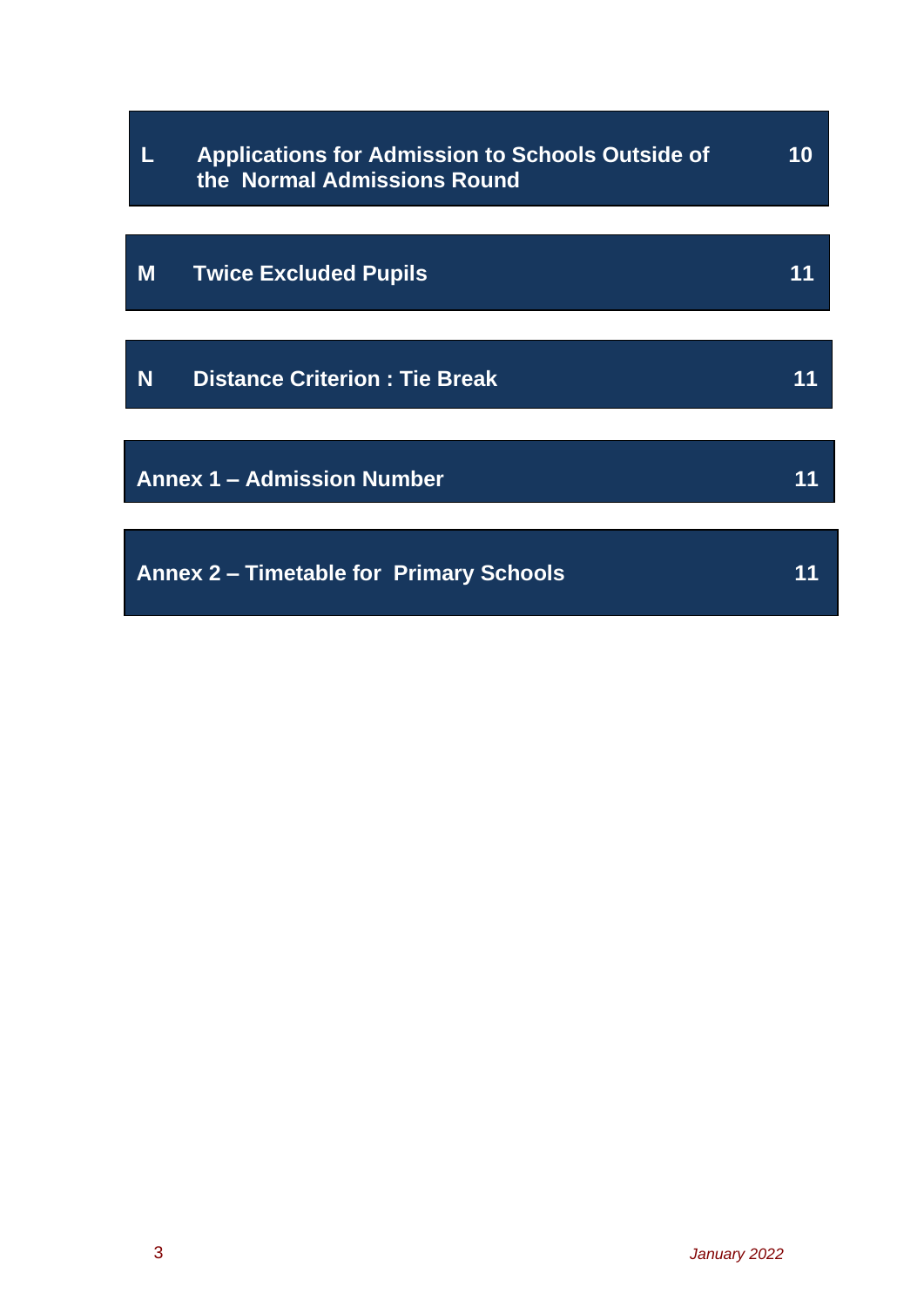| | | |
|---|---|---|
| **L** | **Applications for Admission to Schools Outside of the Normal Admissions Round** | **10** |
| **M** | **Twice Excluded Pupils** | **11** |
| **N** | **Distance Criterion : Tie Break** | **11** |
| **Annex 1 – Admission Number** | | **11** |
| **Annex 2 – Timetable for Primary Schools** | | **11** |

*January 2022*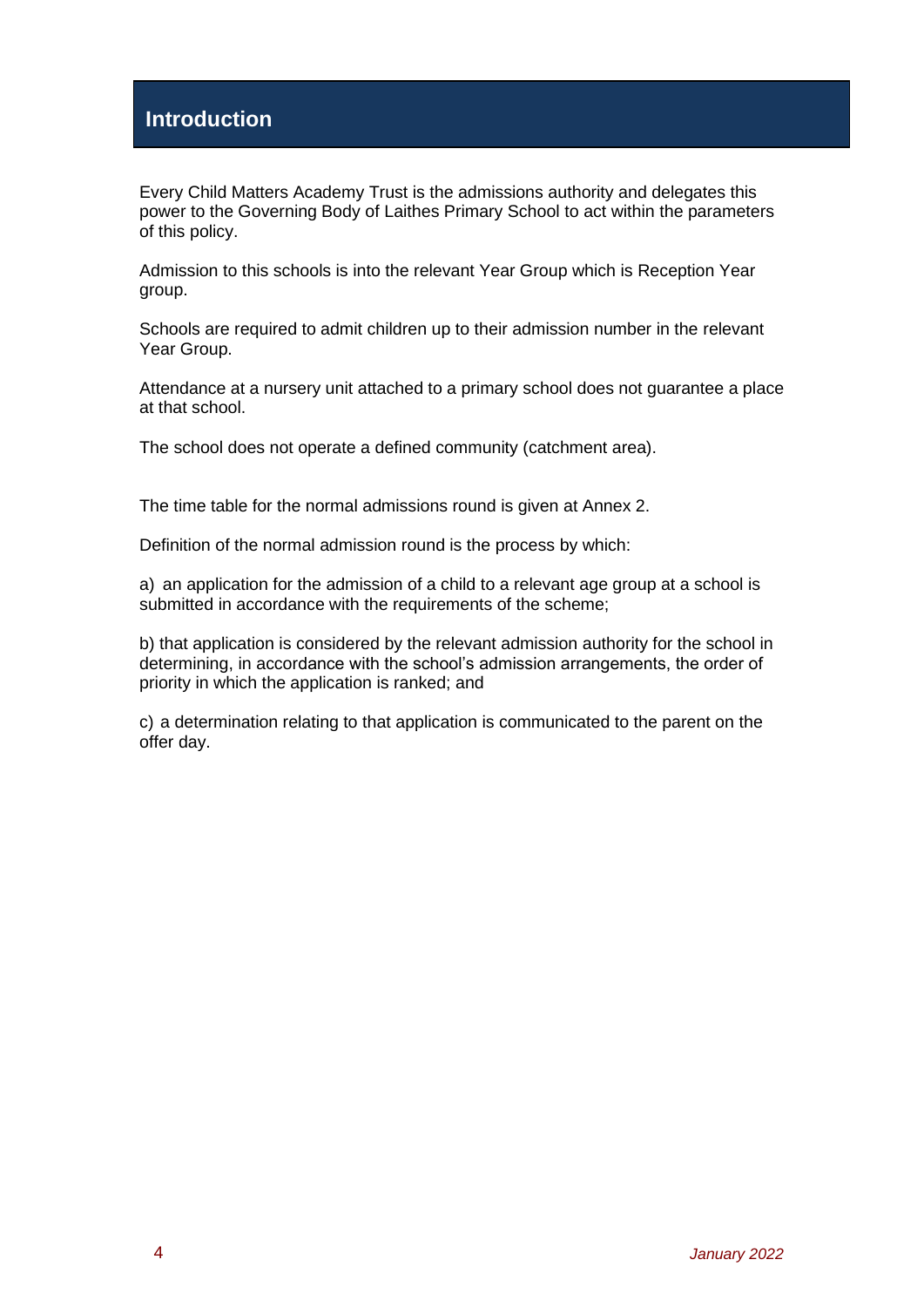## Introduction

Every Child Matters Academy Trust is the admissions authority and delegates this power to the Governing Body of Laithes Primary School to act within the parameters of this policy.

Admission to this schools is into the relevant Year Group which is Reception Year group.

Schools are required to admit children up to their admission number in the relevant Year Group.

Attendance at a nursery unit attached to a primary school does not guarantee a place at that school.

The school does not operate a defined community (catchment area).

The time table for the normal admissions round is given at Annex 2.

Definition of the normal admission round is the process by which:

a) an application for the admission of a child to a relevant age group at a school is submitted in accordance with the requirements of the scheme;

b) that application is considered by the relevant admission authority for the school in determining, in accordance with the school's admission arrangements, the order of priority in which the application is ranked; and

c) a determination relating to that application is communicated to the parent on the offer day.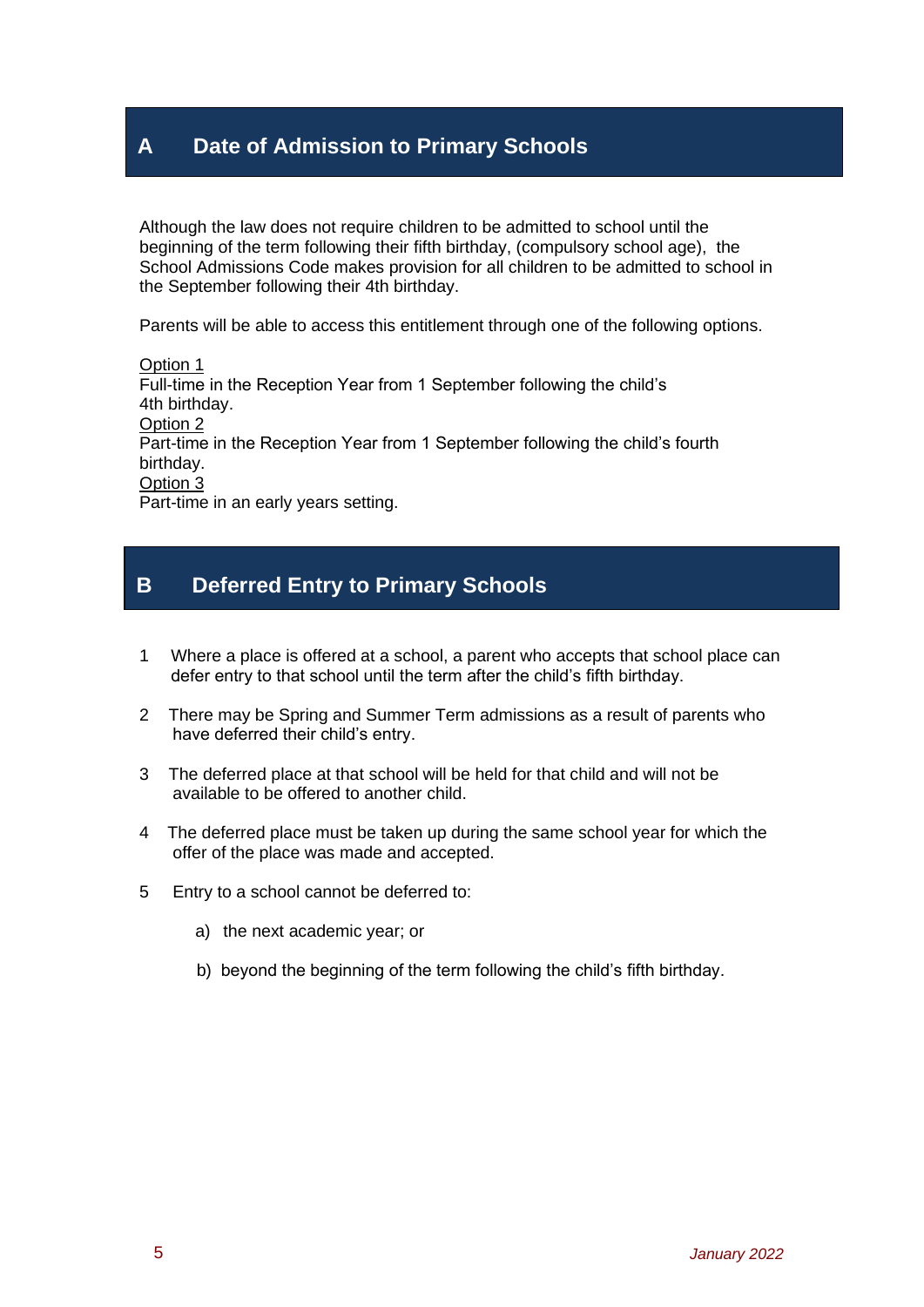## A Date of Admission to Primary Schools

Although the law does not require children to be admitted to school until the beginning of the term following their fifth birthday, (compulsory school age), the School Admissions Code makes provision for all children to be admitted to school in the September following their 4th birthday.

Parents will be able to access this entitlement through one of the following options.

Option 1
Full-time in the Reception Year from 1 September following the child's 4th birthday.
Option 2
Part-time in the Reception Year from 1 September following the child's fourth birthday.
Option 3
Part-time in an early years setting.

## B Deferred Entry to Primary Schools

1. Where a place is offered at a school, a parent who accepts that school place can defer entry to that school until the term after the child's fifth birthday.

2. There may be Spring and Summer Term admissions as a result of parents who have deferred their child's entry.

3. The deferred place at that school will be held for that child and will not be available to be offered to another child.

4. The deferred place must be taken up during the same school year for which the offer of the place was made and accepted.

5. Entry to a school cannot be deferred to:

   a) the next academic year; or

   b) beyond the beginning of the term following the child's fifth birthday.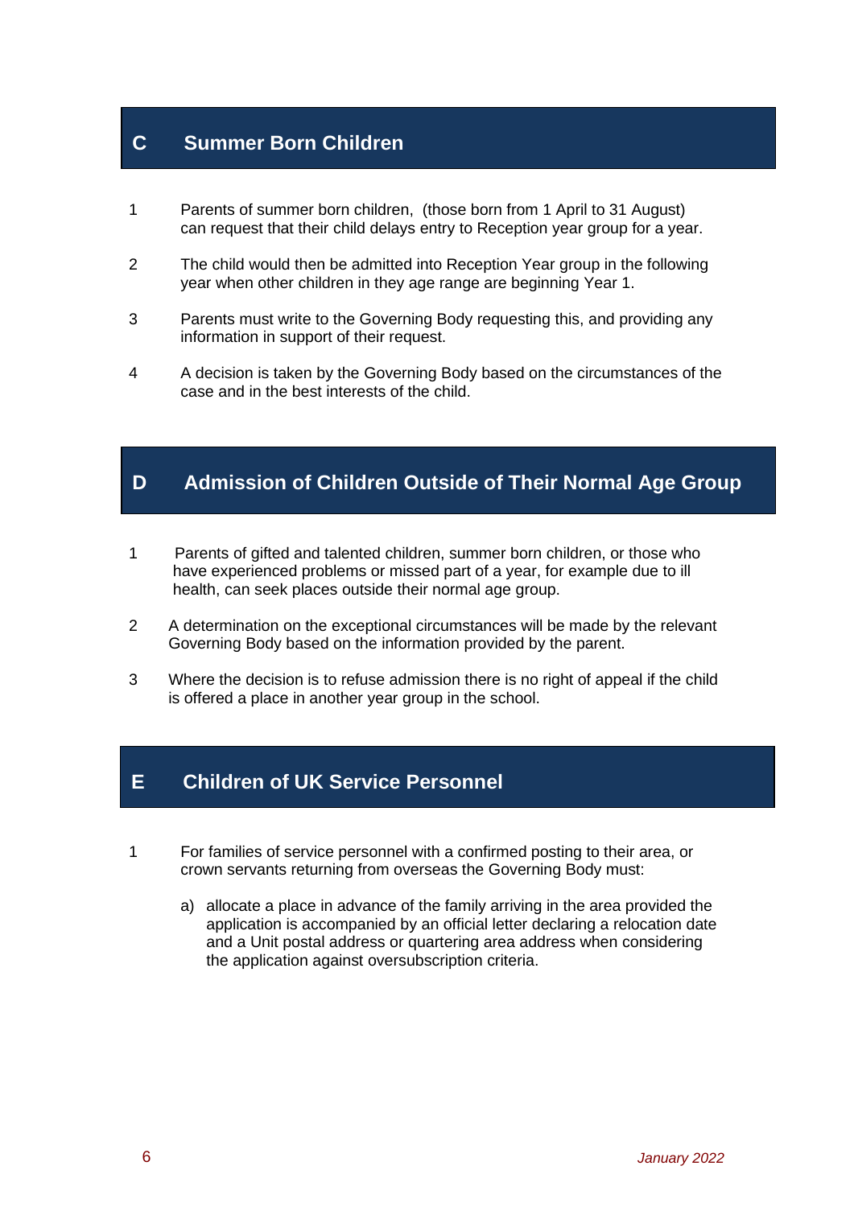## C Summer Born Children

1. Parents of summer born children, (those born from 1 April to 31 August) can request that their child delays entry to Reception year group for a year.

2. The child would then be admitted into Reception Year group in the following year when other children in they age range are beginning Year 1.

3. Parents must write to the Governing Body requesting this, and providing any information in support of their request.

4. A decision is taken by the Governing Body based on the circumstances of the case and in the best interests of the child.

## D Admission of Children Outside of Their Normal Age Group

1. Parents of gifted and talented children, summer born children, or those who have experienced problems or missed part of a year, for example due to ill health, can seek places outside their normal age group.

2. A determination on the exceptional circumstances will be made by the relevant Governing Body based on the information provided by the parent.

3. Where the decision is to refuse admission there is no right of appeal if the child is offered a place in another year group in the school.

## E Children of UK Service Personnel

1. For families of service personnel with a confirmed posting to their area, or crown servants returning from overseas the Governing Body must:

   a) allocate a place in advance of the family arriving in the area provided the application is accompanied by an official letter declaring a relocation date and a Unit postal address or quartering area address when considering the application against oversubscription criteria.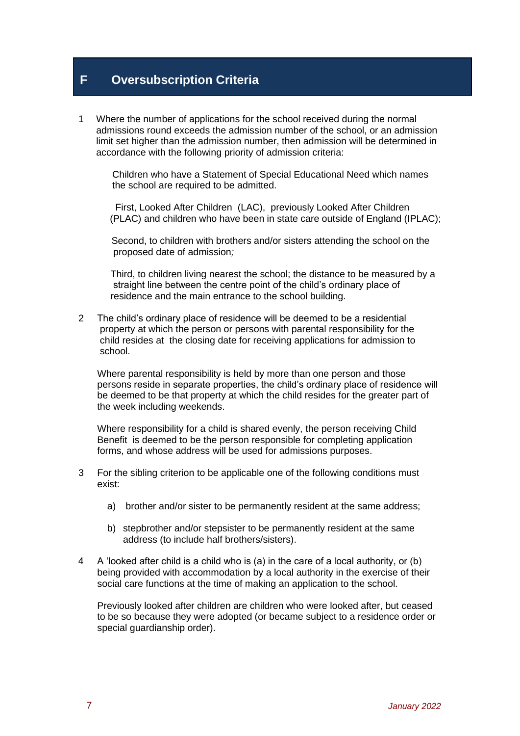## F Oversubscription Criteria

1. Where the number of applications for the school received during the normal admissions round exceeds the admission number of the school, or an admission limit set higher than the admission number, then admission will be determined in accordance with the following priority of admission criteria:

   Children who have a Statement of Special Educational Need which names the school are required to be admitted.

   First, Looked After Children (LAC), previously Looked After Children (PLAC) and children who have been in state care outside of England (IPLAC);

   Second, to children with brothers and/or sisters attending the school on the proposed date of admission*;*

   Third, to children living nearest the school; the distance to be measured by a straight line between the centre point of the child's ordinary place of residence and the main entrance to the school building.

2. The child's ordinary place of residence will be deemed to be a residential property at which the person or persons with parental responsibility for the child resides at the closing date for receiving applications for admission to school.

   Where parental responsibility is held by more than one person and those persons reside in separate properties, the child's ordinary place of residence will be deemed to be that property at which the child resides for the greater part of the week including weekends.

   Where responsibility for a child is shared evenly, the person receiving Child Benefit is deemed to be the person responsible for completing application forms, and whose address will be used for admissions purposes.

3. For the sibling criterion to be applicable one of the following conditions must exist:

   a) brother and/or sister to be permanently resident at the same address;

   b) stepbrother and/or stepsister to be permanently resident at the same address (to include half brothers/sisters).

4. A 'looked after child is a child who is (a) in the care of a local authority, or (b) being provided with accommodation by a local authority in the exercise of their social care functions at the time of making an application to the school.

   Previously looked after children are children who were looked after, but ceased to be so because they were adopted (or became subject to a residence order or special guardianship order).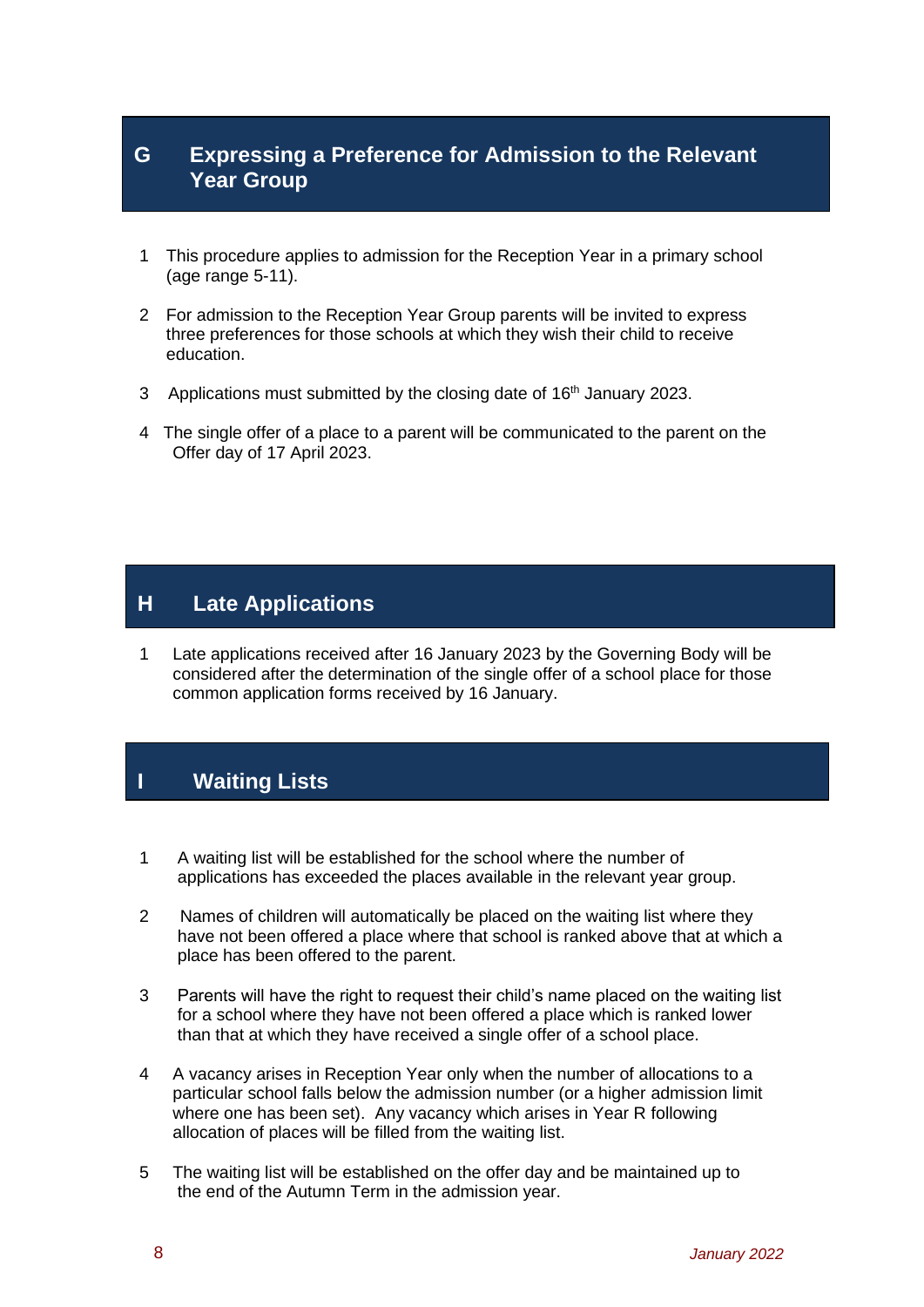## G Expressing a Preference for Admission to the Relevant Year Group

1. This procedure applies to admission for the Reception Year in a primary school (age range 5-11).

2. For admission to the Reception Year Group parents will be invited to express three preferences for those schools at which they wish their child to receive education.

3. Applications must submitted by the closing date of 16th January 2023.

4. The single offer of a place to a parent will be communicated to the parent on the Offer day of 17 April 2023.

## H Late Applications

1. Late applications received after 16 January 2023 by the Governing Body will be considered after the determination of the single offer of a school place for those common application forms received by 16 January.

## I Waiting Lists

1. A waiting list will be established for the school where the number of applications has exceeded the places available in the relevant year group.

2. Names of children will automatically be placed on the waiting list where they have not been offered a place where that school is ranked above that at which a place has been offered to the parent.

3. Parents will have the right to request their child's name placed on the waiting list for a school where they have not been offered a place which is ranked lower than that at which they have received a single offer of a school place.

4. A vacancy arises in Reception Year only when the number of allocations to a particular school falls below the admission number (or a higher admission limit where one has been set). Any vacancy which arises in Year R following allocation of places will be filled from the waiting list.

5. The waiting list will be established on the offer day and be maintained up to the end of the Autumn Term in the admission year.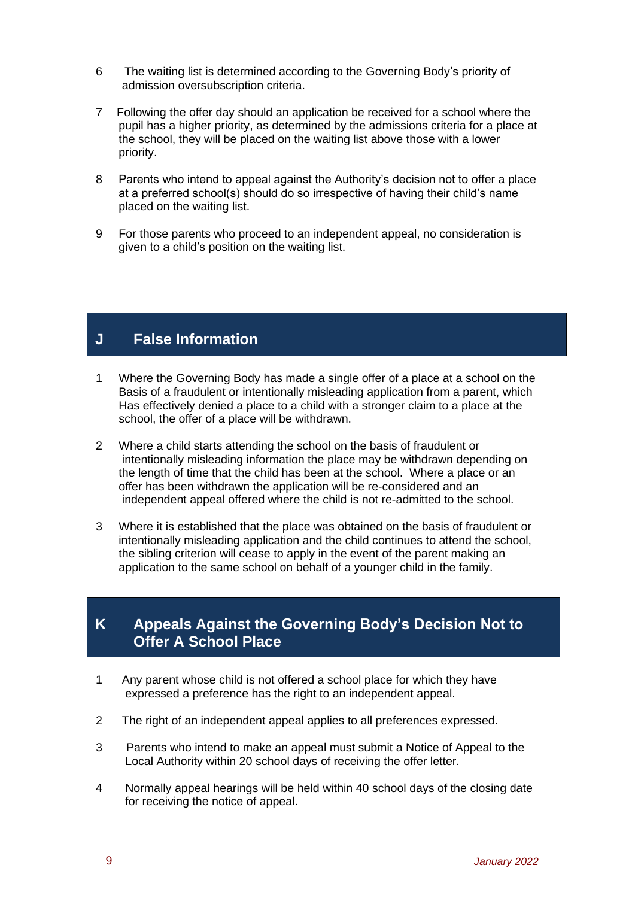6. The waiting list is determined according to the Governing Body's priority of admission oversubscription criteria.

7. Following the offer day should an application be received for a school where the pupil has a higher priority, as determined by the admissions criteria for a place at the school, they will be placed on the waiting list above those with a lower priority.

8. Parents who intend to appeal against the Authority's decision not to offer a place at a preferred school(s) should do so irrespective of having their child's name placed on the waiting list.

9. For those parents who proceed to an independent appeal, no consideration is given to a child's position on the waiting list.

## J False Information

1. Where the Governing Body has made a single offer of a place at a school on the Basis of a fraudulent or intentionally misleading application from a parent, which Has effectively denied a place to a child with a stronger claim to a place at the school, the offer of a place will be withdrawn.

2. Where a child starts attending the school on the basis of fraudulent or intentionally misleading information the place may be withdrawn depending on the length of time that the child has been at the school. Where a place or an offer has been withdrawn the application will be re-considered and an independent appeal offered where the child is not re-admitted to the school.

3. Where it is established that the place was obtained on the basis of fraudulent or intentionally misleading application and the child continues to attend the school, the sibling criterion will cease to apply in the event of the parent making an application to the same school on behalf of a younger child in the family.

## K Appeals Against the Governing Body's Decision Not to Offer A School Place

1. Any parent whose child is not offered a school place for which they have expressed a preference has the right to an independent appeal.

2. The right of an independent appeal applies to all preferences expressed.

3. Parents who intend to make an appeal must submit a Notice of Appeal to the Local Authority within 20 school days of receiving the offer letter.

4. Normally appeal hearings will be held within 40 school days of the closing date for receiving the notice of appeal.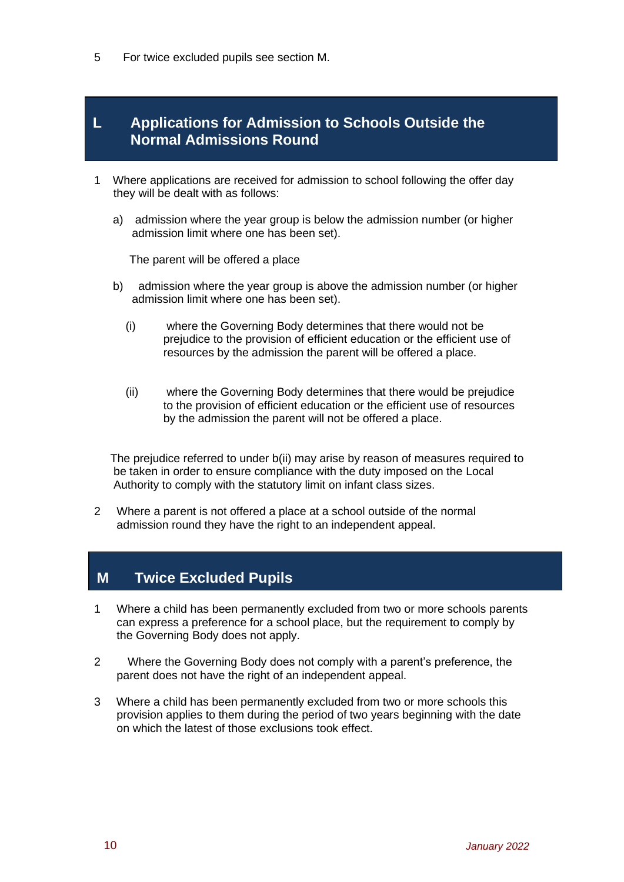5 For twice excluded pupils see section M.

## L Applications for Admission to Schools Outside the Normal Admissions Round

1 Where applications are received for admission to school following the offer day they will be dealt with as follows:

a) admission where the year group is below the admission number (or higher admission limit where one has been set).

The parent will be offered a place

b) admission where the year group is above the admission number (or higher admission limit where one has been set).

(i) where the Governing Body determines that there would not be prejudice to the provision of efficient education or the efficient use of resources by the admission the parent will be offered a place.

(ii) where the Governing Body determines that there would be prejudice to the provision of efficient education or the efficient use of resources by the admission the parent will not be offered a place.

The prejudice referred to under b(ii) may arise by reason of measures required to be taken in order to ensure compliance with the duty imposed on the Local Authority to comply with the statutory limit on infant class sizes.

2 Where a parent is not offered a place at a school outside of the normal admission round they have the right to an independent appeal.

## M Twice Excluded Pupils

1 Where a child has been permanently excluded from two or more schools parents can express a preference for a school place, but the requirement to comply by the Governing Body does not apply.

2 Where the Governing Body does not comply with a parent's preference, the parent does not have the right of an independent appeal.

3 Where a child has been permanently excluded from two or more schools this provision applies to them during the period of two years beginning with the date on which the latest of those exclusions took effect.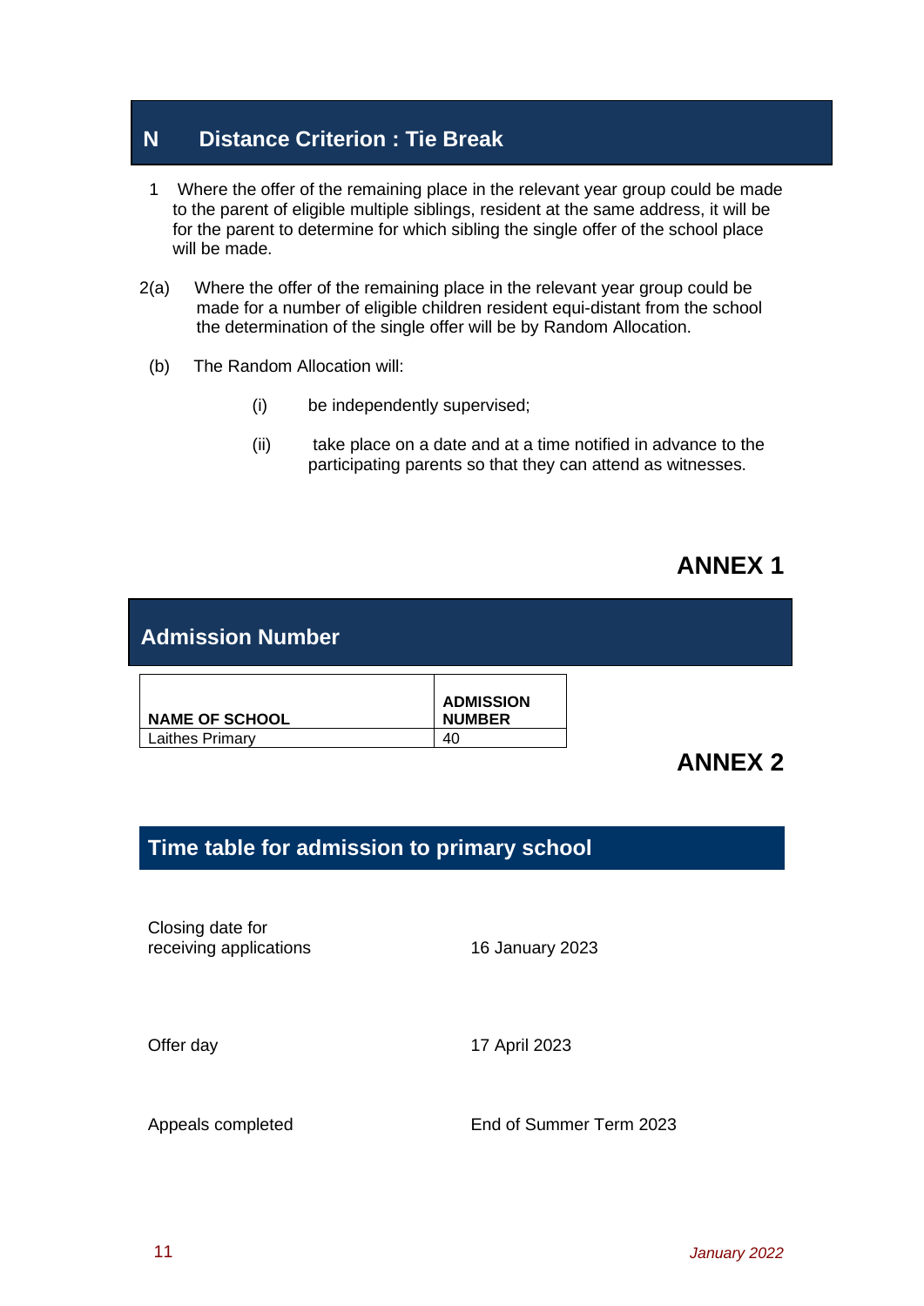## N Distance Criterion : Tie Break

1 Where the offer of the remaining place in the relevant year group could be made to the parent of eligible multiple siblings, resident at the same address, it will be for the parent to determine for which sibling the single offer of the school place will be made.

2(a) Where the offer of the remaining place in the relevant year group could be made for a number of eligible children resident equi-distant from the school the determination of the single offer will be by Random Allocation.

(b) The Random Allocation will:

(i) be independently supervised;

(ii) take place on a date and at a time notified in advance to the participating parents so that they can attend as witnesses.

# ANNEX 1

## Admission Number

| NAME OF SCHOOL | ADMISSION NUMBER |
|---|---|
| Laithes Primary | 40 |

# ANNEX 2

## Time table for admission to primary school

| | |
|---|---|
| Closing date for receiving applications | 16 January 2023 |
| Offer day | 17 April 2023 |
| Appeals completed | End of Summer Term 2023 |

*January 2022*